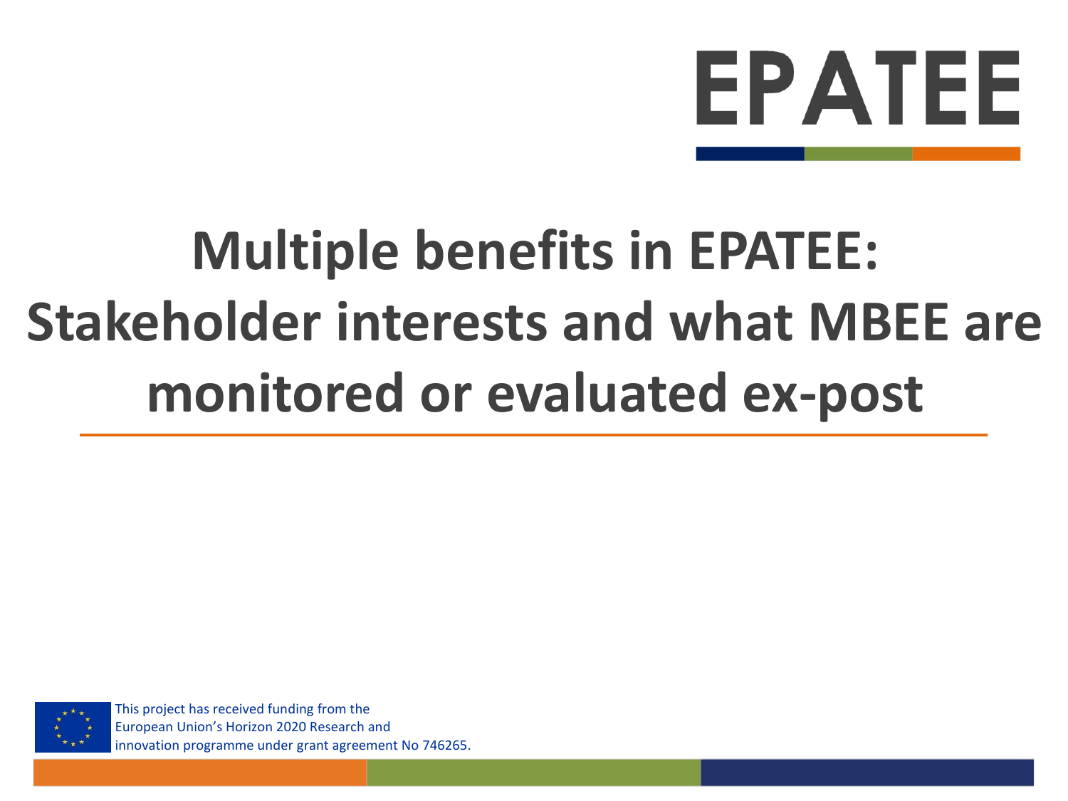EPATEE

# Multiple benefits in EPATEE: Stakeholder interests and what MBEE are monitored or evaluated ex-post

This project has received funding from the European Union's Horizon 2020 Research and innovation programme under grant agreement No 746265.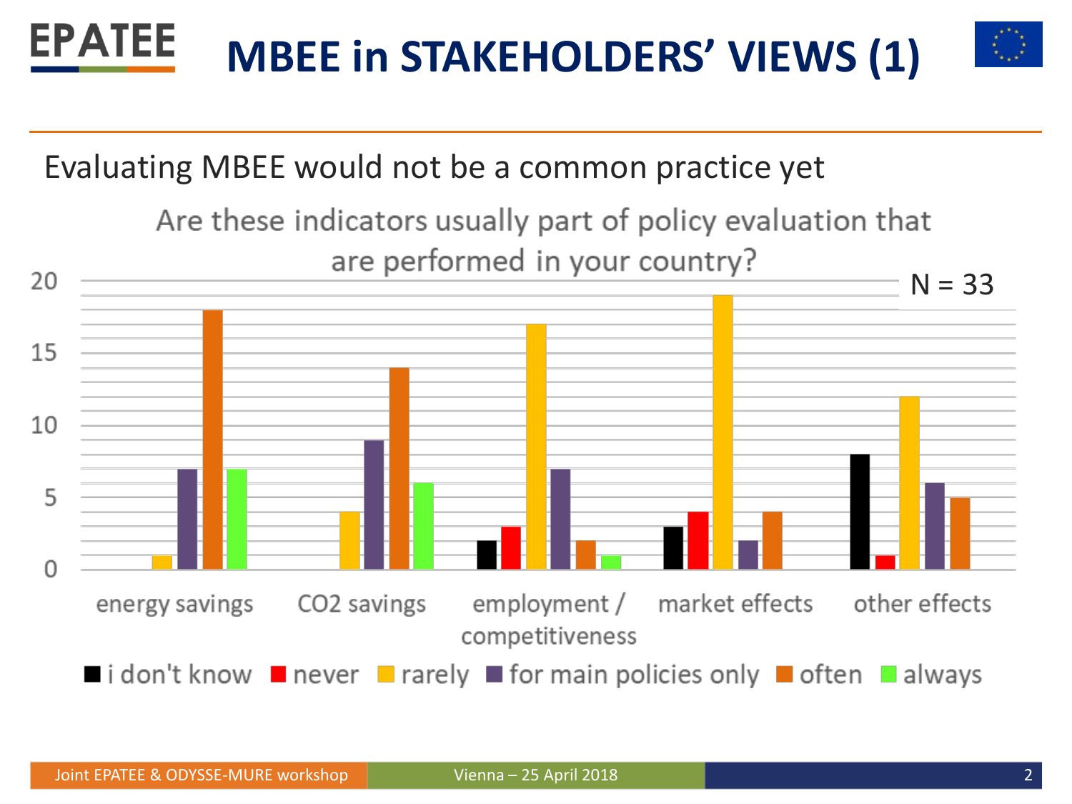# MBEE in STAKEHOLDERS' VIEWS (1)

Evaluating MBEE would not be a common practice yet

Are these indicators usually part of policy evaluation that are performed in your country?

N = 33

| | i don't know | never | rarely | for main policies only | often | always |
|---|---|---|---|---|---|---|
| energy savings | 0 | 0 | 1 | 7 | 18 | 7 |
| CO2 savings | 0 | 0 | 4 | 9 | 14 | 6 |
| employment / competitiveness | 2 | 3 | 17 | 7 | 2 | 1 |
| market effects | 3 | 4 | 19 | 2 | 4 | 0 |
| other effects | 8 | 1 | 12 | 6 | 5 | 0 |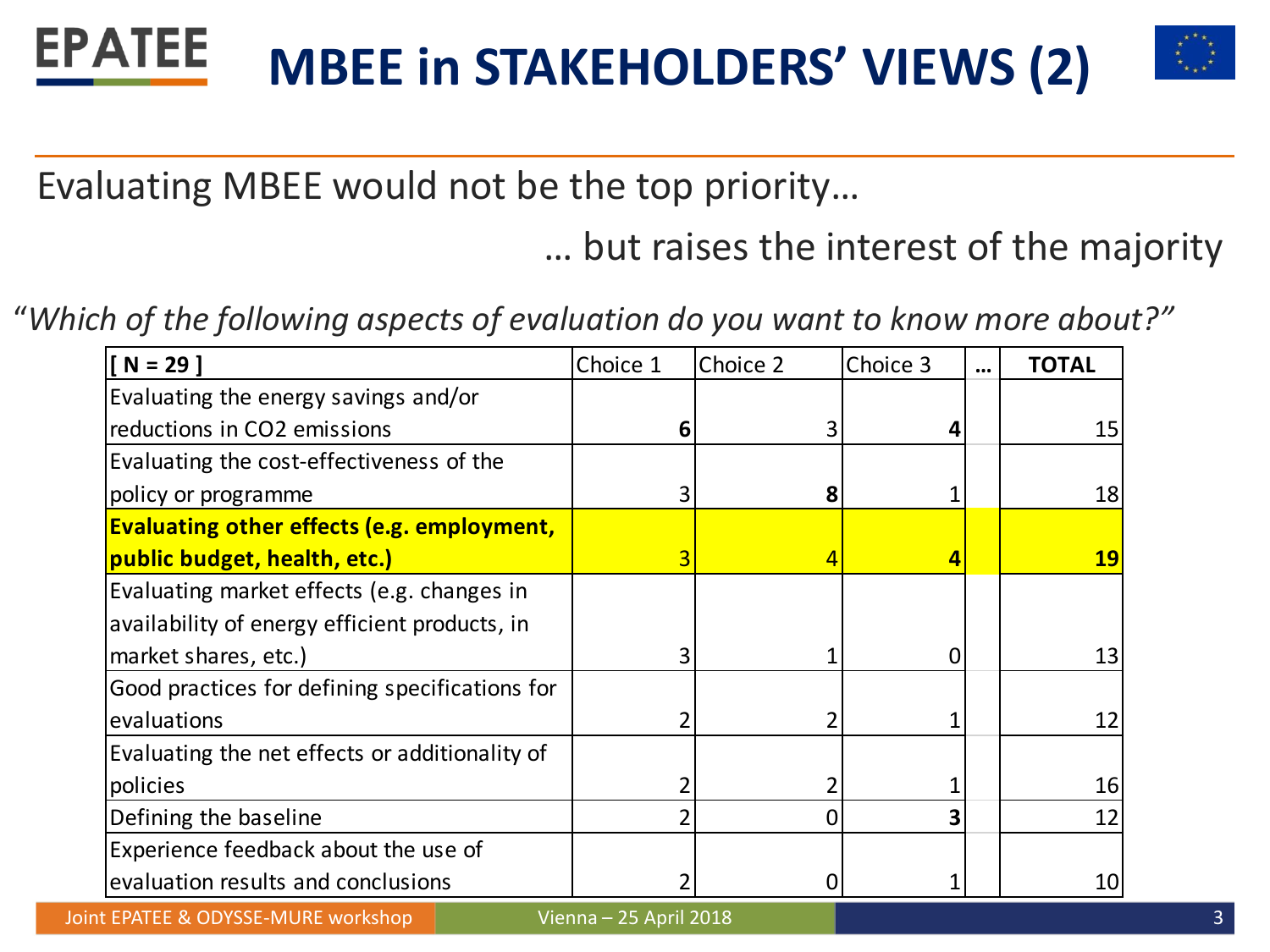# MBEE in STAKEHOLDERS' VIEWS (2)

Evaluating MBEE would not be the top priority…

… but raises the interest of the majority

*"Which of the following aspects of evaluation do you want to know more about?"*

| [ N = 29 ] | Choice 1 | Choice 2 | Choice 3 | … | TOTAL |
|---|---|---|---|---|---|
| Evaluating the energy savings and/or reductions in $CO_2$ emissions | **6** | 3 | **4** | | 15 |
| Evaluating the cost-effectiveness of the policy or programme | 3 | **8** | 1 | | 18 |
| **Evaluating other effects (e.g. employment, public budget, health, etc.)** | 3 | 4 | **4** | | **19** |
| Evaluating market effects (e.g. changes in availability of energy efficient products, in market shares, etc.) | 3 | 1 | 0 | | 13 |
| Good practices for defining specifications for evaluations | 2 | 2 | 1 | | 12 |
| Evaluating the net effects or additionality of policies | 2 | 2 | 1 | | 16 |
| Defining the baseline | 2 | 0 | **3** | | 12 |
| Experience feedback about the use of evaluation results and conclusions | 2 | 0 | 1 | | 10 |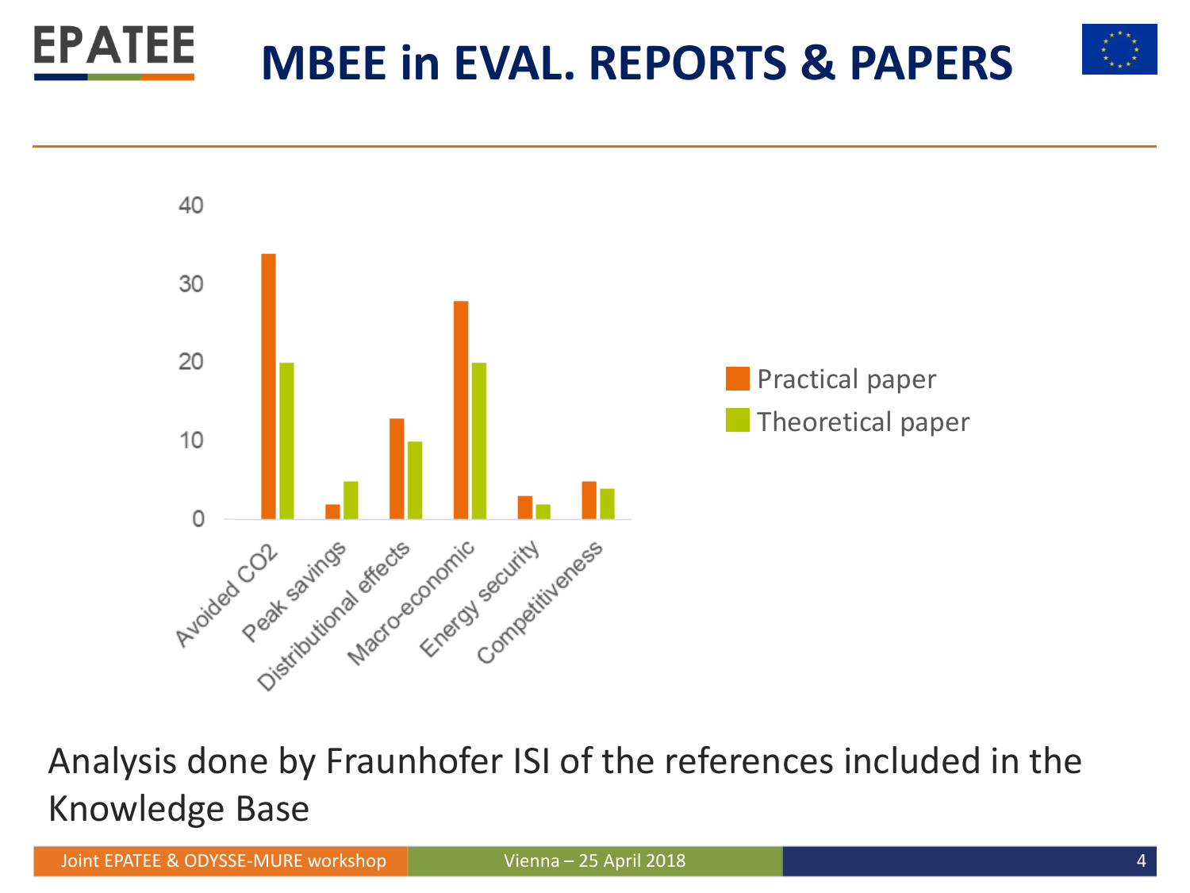# MBEE in EVAL. REPORTS & PAPERS

| | Practical paper | Theoretical paper |
|---|---|---|
| Avoided CO2 | 34 | 20 |
| Peak savings | 2 | 5 |
| Distributional effects | 13 | 10 |
| Macro-economic | 28 | 20 |
| Energy security | 3 | 2 |
| Competitiveness | 5 | 4 |

Analysis done by Fraunhofer ISI of the references included in the Knowledge Base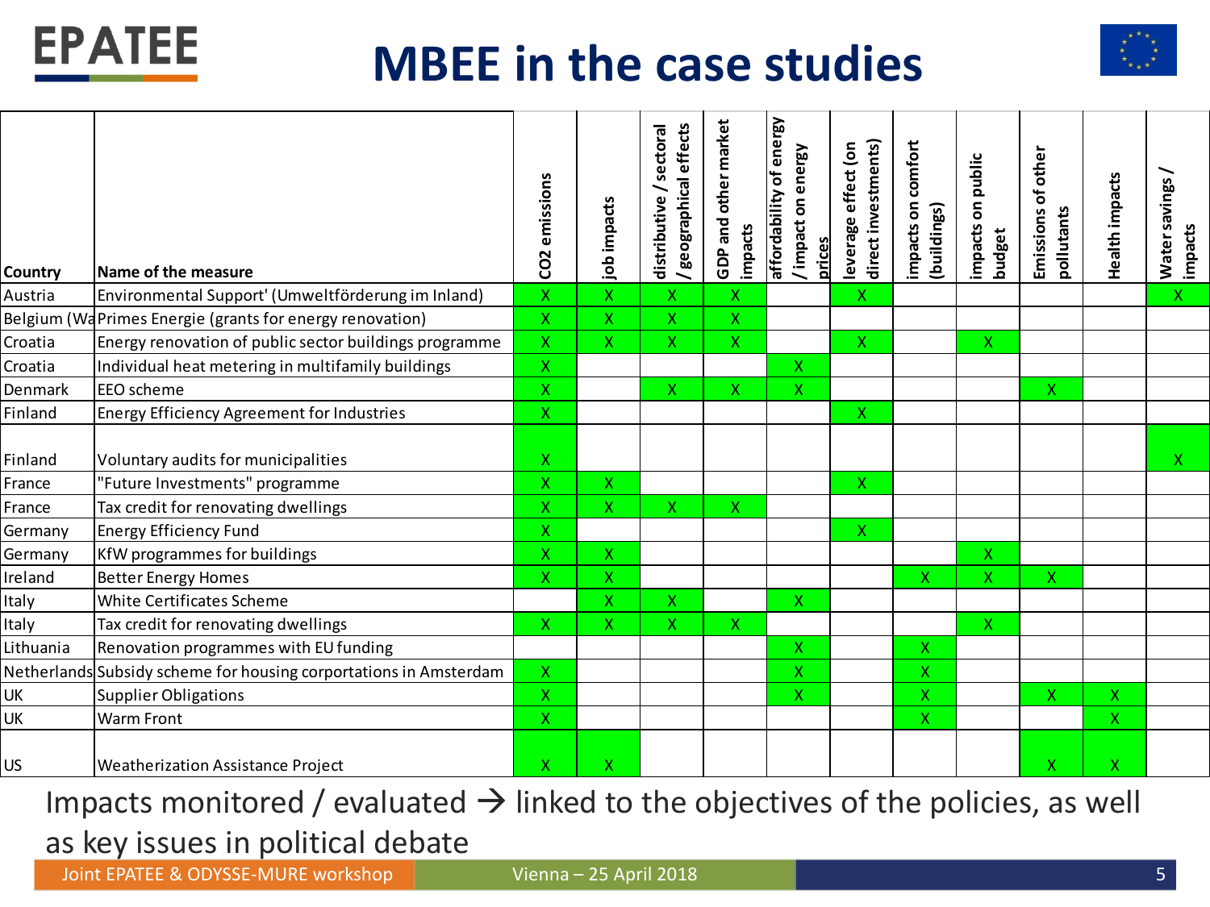# MBEE in the case studies

| Country | Name of the measure | CO2 emissions | job impacts | distributive / sectoral / geographical effects | GDP and other market impacts | affordability of energy / impact on energy prices | leverage effect (on direct investments) | impacts on comfort (buildings) | impacts on public budget | Emissions of other pollutants | Health impacts | Water savings / impacts |
|---|---|---|---|---|---|---|---|---|---|---|---|---|
| Austria | Environmental Support' (Umweltförderung im Inland) | X | X | X | X | | X | | | | | X |
| Belgium (Wa | Primes Energie (grants for energy renovation) | X | X | X | X | | | | | | | |
| Croatia | Energy renovation of public sector buildings programme | X | X | X | X | | X | | X | | | |
| Croatia | Individual heat metering in multifamily buildings | X | | | | X | | | | | | |
| Denmark | EEO scheme | X | | X | X | X | | | | X | | |
| Finland | Energy Efficiency Agreement for Industries | X | | | | | X | | | | | |
| Finland | Voluntary audits for municipalities | X | | | | | | | | | | X |
| France | "Future Investments" programme | X | X | | | | X | | | | | |
| France | Tax credit for renovating dwellings | X | X | X | X | | | | | | | |
| Germany | Energy Efficiency Fund | X | | | | | X | | | | | |
| Germany | KfW programmes for buildings | X | X | | | | | | X | | | |
| Ireland | Better Energy Homes | X | X | | | | | X | X | X | | |
| Italy | White Certificates Scheme | | X | X | | X | | | | | | |
| Italy | Tax credit for renovating dwellings | X | X | X | X | | | | X | | | |
| Lithuania | Renovation programmes with EU funding | | | | | X | | X | | | | |
| Netherlands | Subsidy scheme for housing corportations in Amsterdam | X | | | | X | | X | | | | |
| UK | Supplier Obligations | X | | | | X | | X | | X | X | |
| UK | Warm Front | X | | | | | | X | | | X | |
| US | Weatherization Assistance Project | X | X | | | | | | | X | X | |

Impacts monitored / evaluated → linked to the objectives of the policies, as well as key issues in political debate

Joint EPATEE & ODYSSE-MURE workshop Vienna – 25 April 2018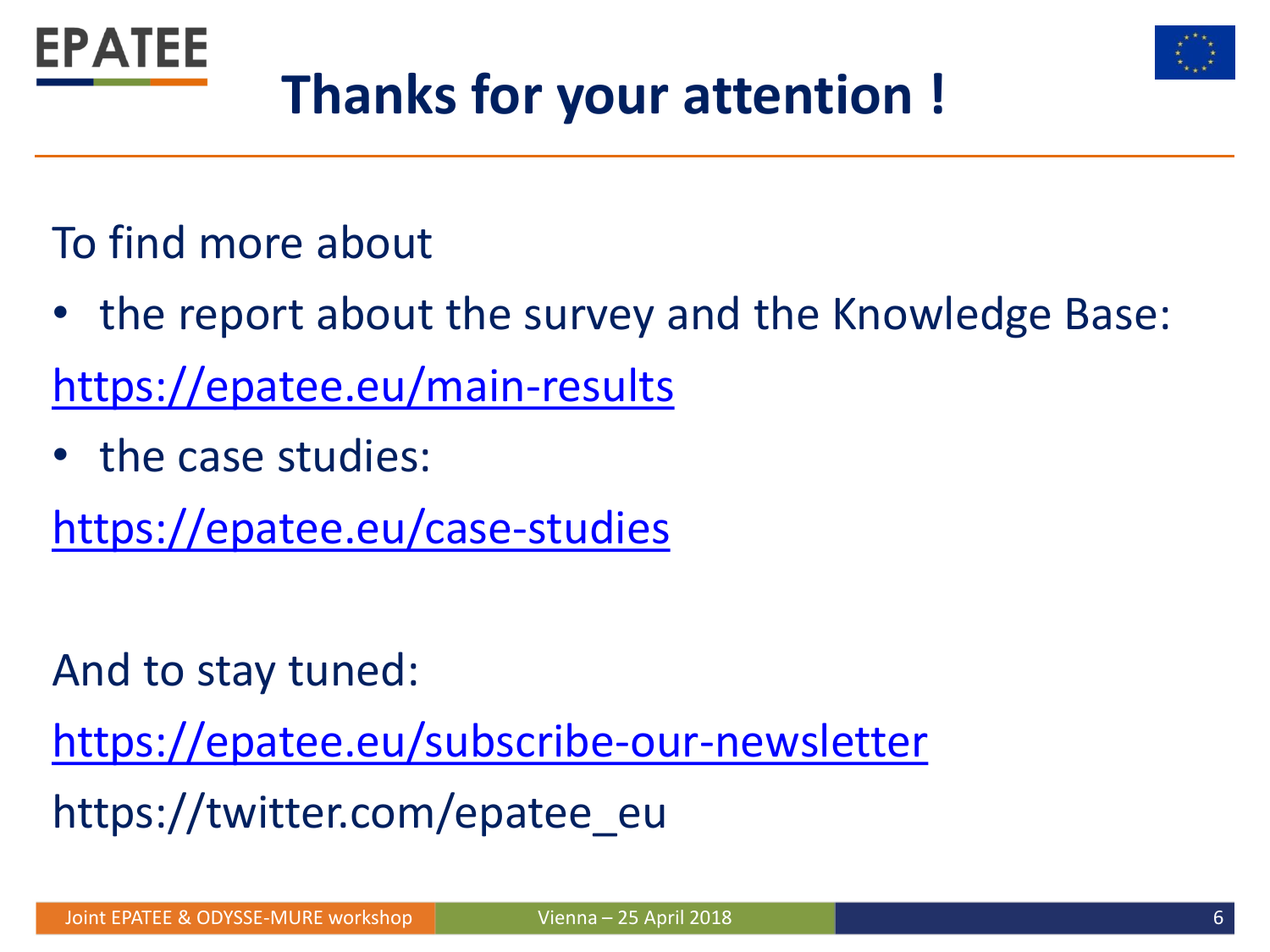# Thanks for your attention !

To find more about

- the report about the survey and the Knowledge Base:

https://epatee.eu/main-results

- the case studies:

https://epatee.eu/case-studies

And to stay tuned:

https://epatee.eu/subscribe-our-newsletter

https://twitter.com/epatee_eu